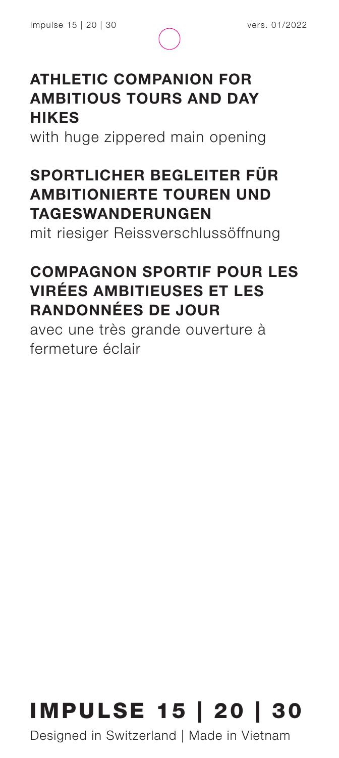## ATHLETIC COMPANION FOR AMBITIOUS TOURS AND DAY HIKES

with huge zippered main opening

## SPORTLICHER BEGLEITER FÜR AMBITIONIERTE TOUREN UND TAGESWANDERUNGEN

mit riesiger Reissverschlussöffnung

## COMPAGNON SPORTIF POUR LES VIRÉES AMBITIEUSES ET LES RANDONNÉES DE JOUR

avec une très grande ouverture à fermeture éclair

# IMPULSE 15 | 20 | 30

Designed in Switzerland | Made in Vietnam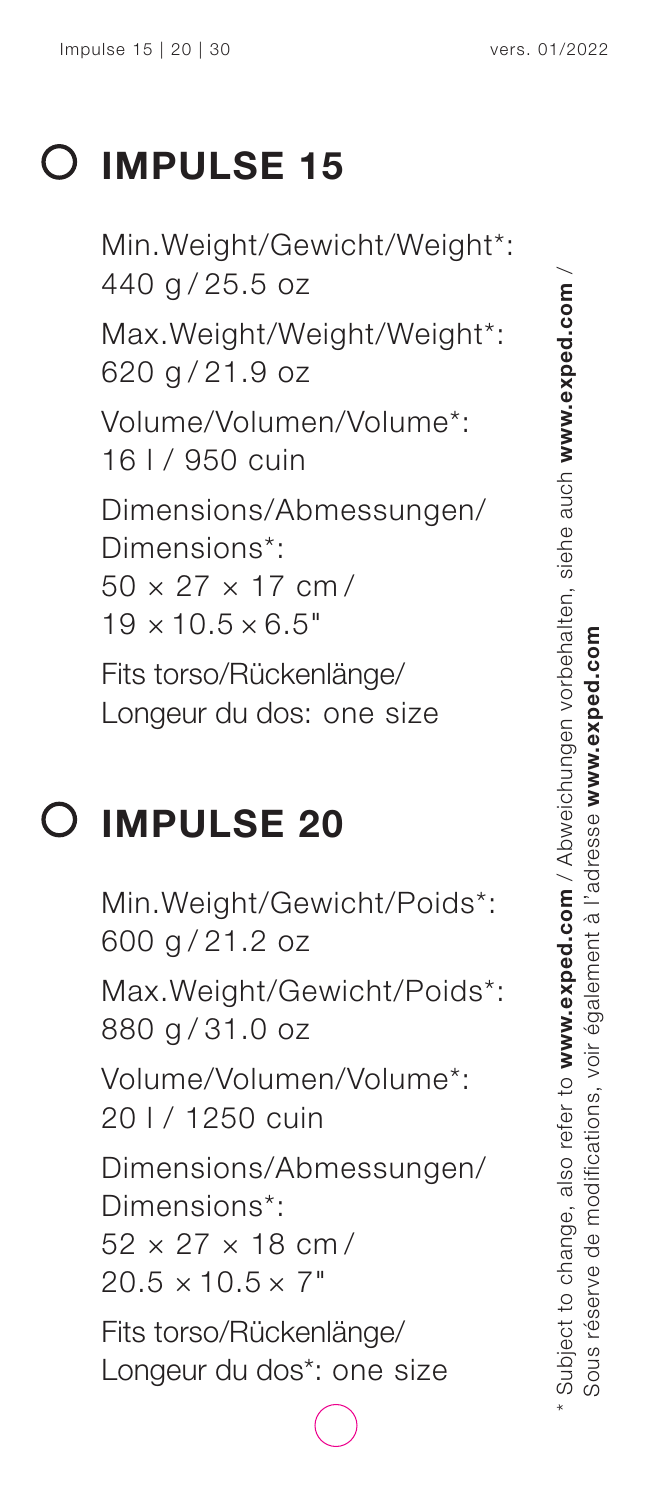# IMPULSE 15

Min.Weight/Gewicht/Weight*:
440 g / 25.5 oz

Max.Weight/Weight/Weight*:
620 g / 21.9 oz

Volume/Volumen/Volume*:
16 l / 950 cuin

Dimensions/Abmessungen/
Dimensions*:
50 × 27 × 17 cm /
19 × 10.5 × 6.5"

Fits torso/Rückenlänge/
Longeur du dos: one size

# IMPULSE 20

Min.Weight/Gewicht/Poids*:
600 g / 21.2 oz

Max.Weight/Gewicht/Poids*:
880 g / 31.0 oz

Volume/Volumen/Volume*:
20 l / 1250 cuin

Dimensions/Abmessungen/
Dimensions*:
52 × 27 × 18 cm /
20.5 × 10.5 × 7"

Fits torso/Rückenlänge/
Longeur du dos*: one size

* Subject to change, also refer to **www.exped.com** / Abweichungen vorbehalten, siehe auch **www.exped.com** / Sous réserve de modifications, voir également à l'adresse **www.exped.com**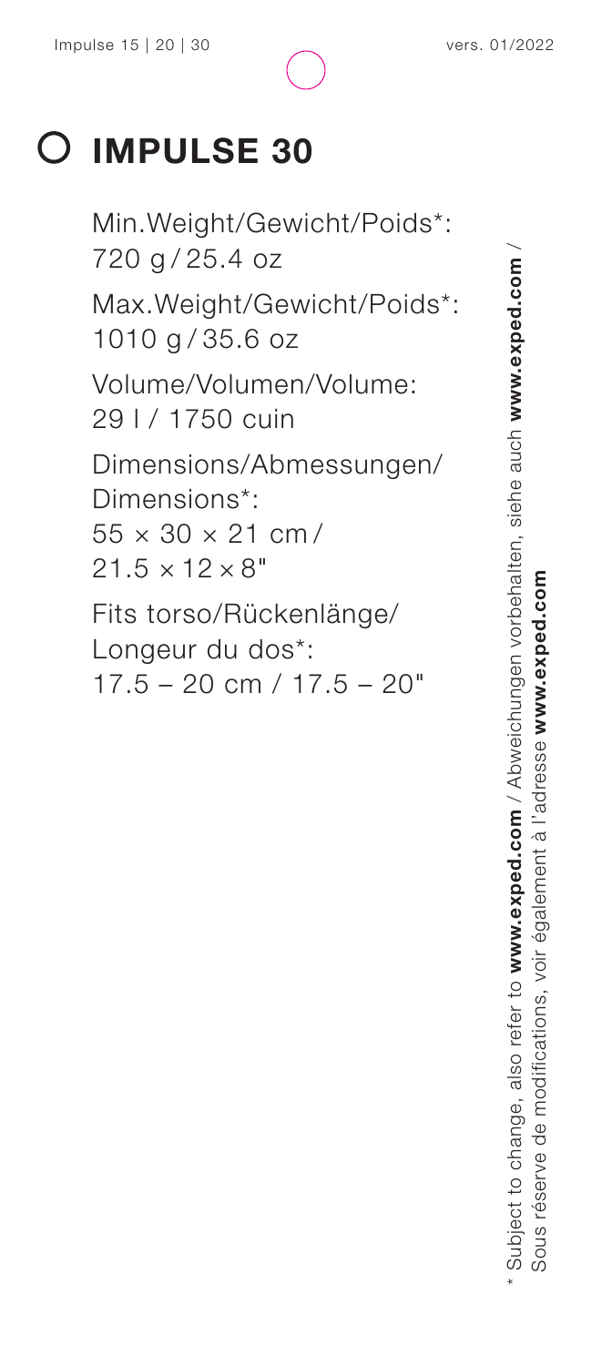# IMPULSE 30

Min.Weight/Gewicht/Poids*:
720 g / 25.4 oz

Max.Weight/Gewicht/Poids*:
1010 g / 35.6 oz

Volume/Volumen/Volume:
29 l / 1750 cuin

Dimensions/Abmessungen/
Dimensions*:
55 × 30 × 21 cm /
21.5 × 12 × 8"

Fits torso/Rückenlänge/
Longeur du dos*:
17.5 – 20 cm / 17.5 – 20"

* Subject to change, also refer to **www.exped.com** / Abweichungen vorbehalten, siehe auch **www.exped.com** / Sous réserve de modifications, voir également à l'adresse **www.exped.com**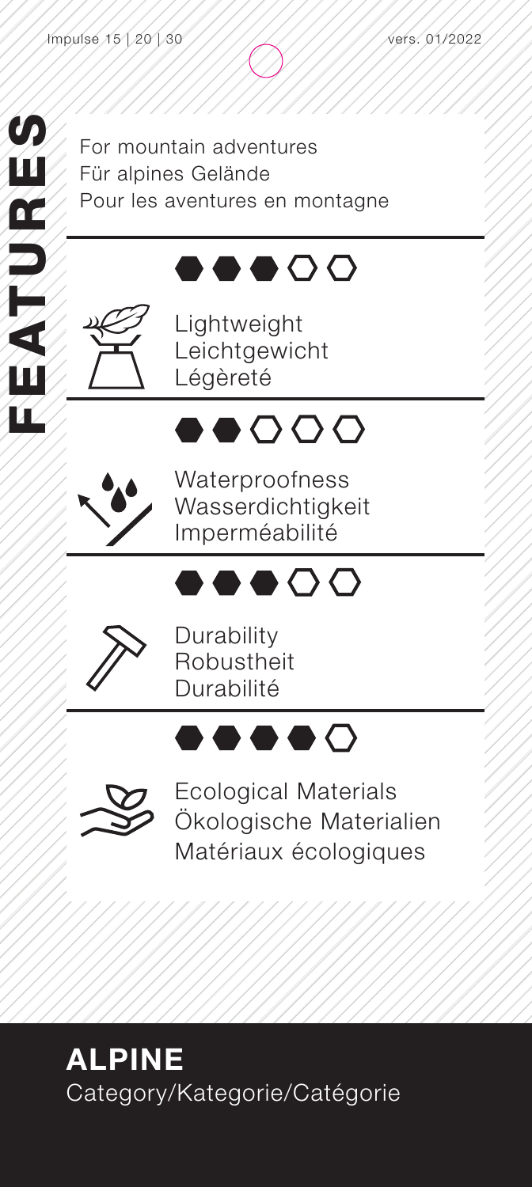# FEATURES

For mountain adventures
Für alpines Gelände
Pour les aventures en montagne

●●●○○

Lightweight
Leichtgewicht
Légèreté

●●○○○

Waterproofness
Wasserdichtigkeit
Imperméabilité

●●●○○

Durability
Robustheit
Durabilité

●●●●○

Ecological Materials
Ökologische Materialien
Matériaux écologiques

**ALPINE**
Category/Kategorie/Catégorie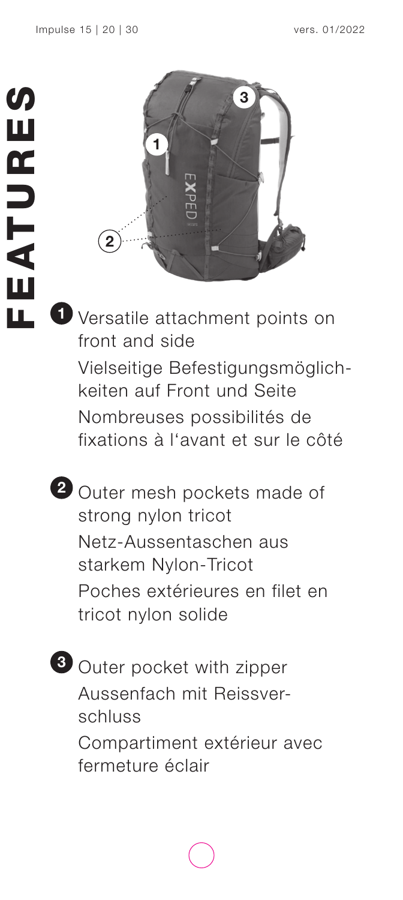# FEATURES

1. Versatile attachment points on front and side
   Vielseitige Befestigungsmöglichkeiten auf Front und Seite
   Nombreuses possibilités de fixations à l'avant et sur le côté

2. Outer mesh pockets made of strong nylon tricot
   Netz-Aussentaschen aus starkem Nylon-Tricot
   Poches extérieures en filet en tricot nylon solide

3. Outer pocket with zipper
   Aussenfach mit Reissverschluss
   Compartiment extérieur avec fermeture éclair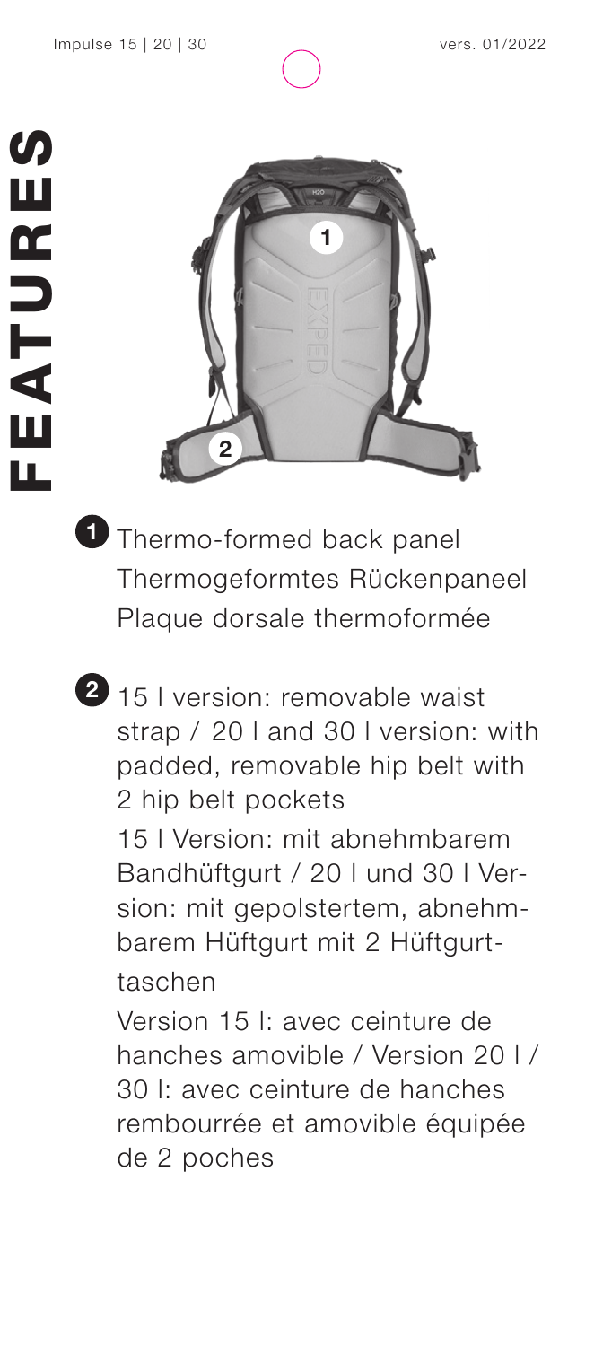# FEATURES

1. Thermo-formed back panel
   Thermogeformtes Rückenpaneel
   Plaque dorsale thermoformée

2. 15 l version: removable waist strap / 20 l and 30 l version: with padded, removable hip belt with 2 hip belt pockets

   15 l Version: mit abnehmbarem Bandhüftgurt / 20 l und 30 l Version: mit gepolstertem, abnehmbarem Hüftgurt mit 2 Hüftgurttaschen

   Version 15 l: avec ceinture de hanches amovible / Version 20 l / 30 l: avec ceinture de hanches rembourrée et amovible équipée de 2 poches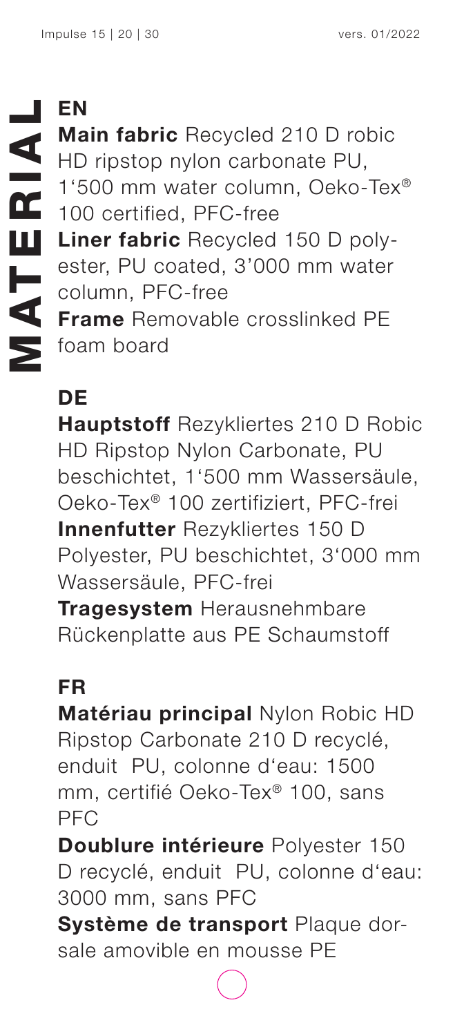# MATERIAL

## EN

**Main fabric** Recycled 210 D robic HD ripstop nylon carbonate PU, 1'500 mm water column, Oeko-Tex® 100 certified, PFC-free

**Liner fabric** Recycled 150 D polyester, PU coated, 3'000 mm water column, PFC-free

**Frame** Removable crosslinked PE foam board

## DE

**Hauptstoff** Rezykliertes 210 D Robic HD Ripstop Nylon Carbonate, PU beschichtet, 1'500 mm Wassersäule, Oeko-Tex® 100 zertifiziert, PFC-frei

**Innenfutter** Rezykliertes 150 D Polyester, PU beschichtet, 3'000 mm Wassersäule, PFC-frei

**Tragesystem** Herausnehmbare Rückenplatte aus PE Schaumstoff

## FR

**Matériau principal** Nylon Robic HD Ripstop Carbonate 210 D recyclé, enduit PU, colonne d'eau: 1500 mm, certifié Oeko-Tex® 100, sans PFC

**Doublure intérieure** Polyester 150 D recyclé, enduit PU, colonne d'eau: 3000 mm, sans PFC

**Système de transport** Plaque dorsale amovible en mousse PE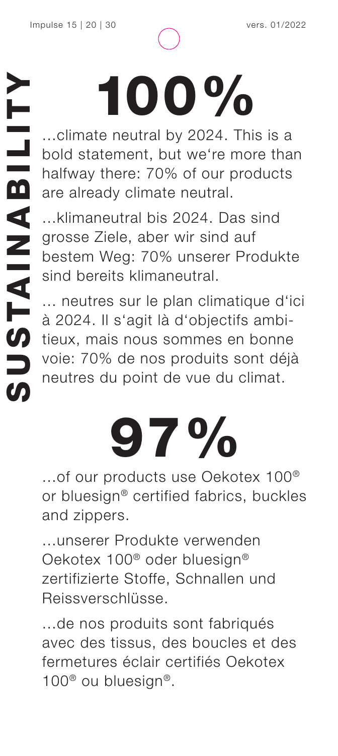# SUSTAINABILITY

# 100%

...climate neutral by 2024. This is a bold statement, but we're more than halfway there: 70% of our products are already climate neutral.

...klimaneutral bis 2024. Das sind grosse Ziele, aber wir sind auf bestem Weg: 70% unserer Produkte sind bereits klimaneutral.

... neutres sur le plan climatique d'ici à 2024. Il s'agit là d'objectifs ambitieux, mais nous sommes en bonne voie: 70% de nos produits sont déjà neutres du point de vue du climat.

# 97%

...of our products use Oekotex 100® or bluesign® certified fabrics, buckles and zippers.

...unserer Produkte verwenden Oekotex 100® oder bluesign® zertifizierte Stoffe, Schnallen und Reissverschlüsse.

...de nos produits sont fabriqués avec des tissus, des boucles et des fermetures éclair certifiés Oekotex 100® ou bluesign®.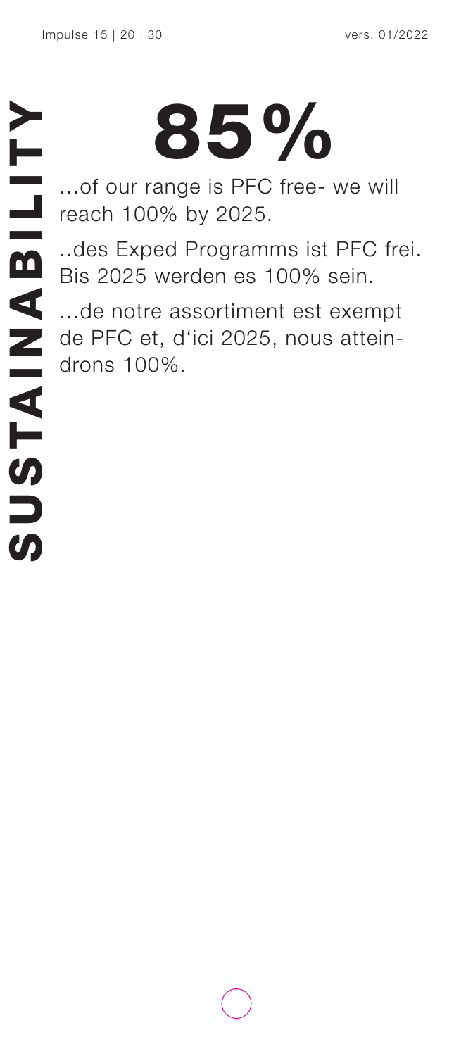# SUSTAINABILITY

# 85%

...of our range is PFC free- we will reach 100% by 2025.

..des Exped Programms ist PFC frei. Bis 2025 werden es 100% sein.

...de notre assortiment est exempt de PFC et, d'ici 2025, nous atteindrons 100%.